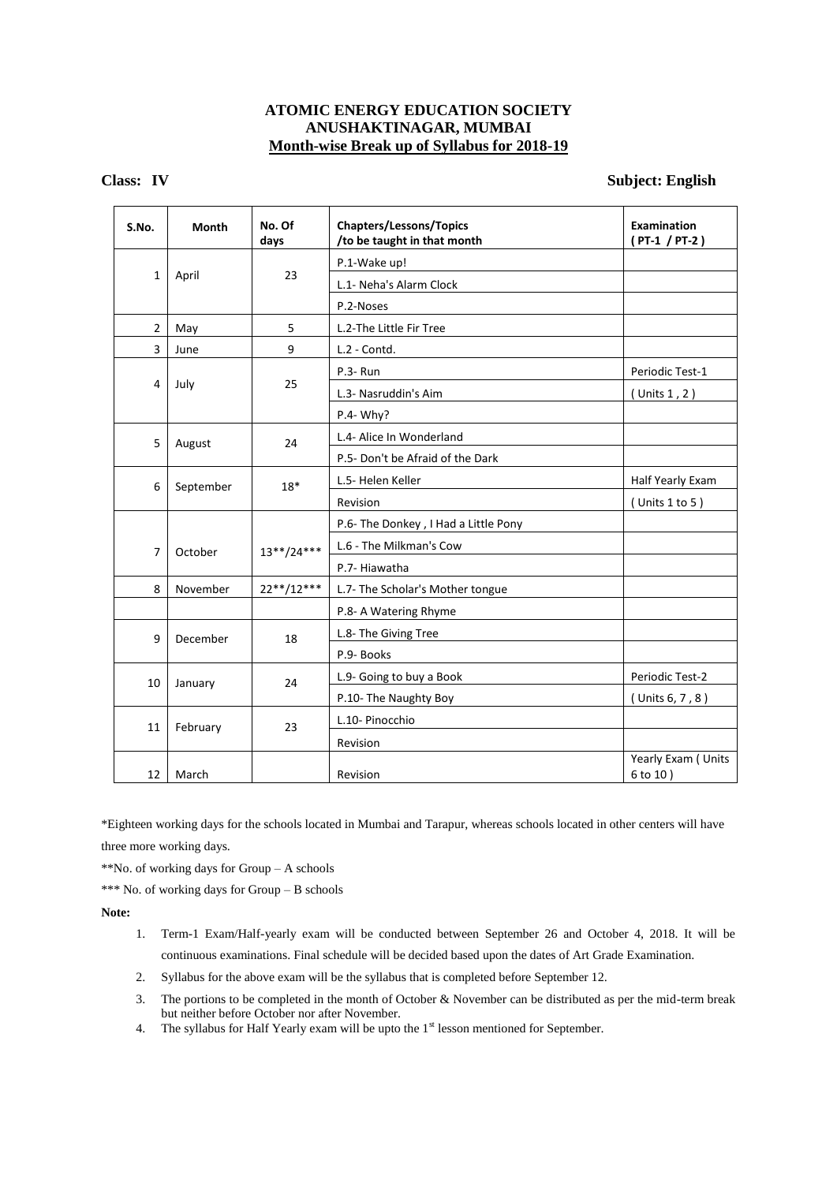**ATOMIC ENERGY EDUCATION SOCIETY**
**ANUSHAKTINAGAR, MUMBAI**
**Month-wise Break up of Syllabus for 2018-19**

**Class: IV** **Subject: English**

| S.No. | Month | No. Of days | Chapters/Lessons/Topics /to be taught in that month | Examination ( PT-1 / PT-2 ) |
|---|---|---|---|---|
| 1 | April | 23 | P.1-Wake up! | |
| | | | L.1- Neha's Alarm Clock | |
| | | | P.2-Noses | |
| 2 | May | 5 | L.2-The Little Fir Tree | |
| 3 | June | 9 | L.2 - Contd. | |
| 4 | July | 25 | P.3- Run | Periodic Test-1 |
| | | | L.3- Nasruddin's Aim | ( Units 1 , 2 ) |
| | | | P.4- Why? | |
| 5 | August | 24 | L.4- Alice In Wonderland | |
| | | | P.5- Don't be Afraid of the Dark | |
| 6 | September | 18* | L.5- Helen Keller | Half Yearly Exam |
| | | | Revision | ( Units 1 to 5 ) |
| 7 | October | 13**/24*** | P.6- The Donkey , I Had a Little Pony | |
| | | | L.6 - The Milkman's Cow | |
| | | | P.7- Hiawatha | |
| 8 | November | 22**/12*** | L.7- The Scholar's Mother tongue | |
| | | | P.8- A Watering Rhyme | |
| 9 | December | 18 | L.8- The Giving Tree | |
| | | | P.9- Books | |
| 10 | January | 24 | L.9- Going to buy a Book | Periodic Test-2 |
| | | | P.10- The Naughty Boy | ( Units 6, 7 , 8 ) |
| 11 | February | 23 | L.10- Pinocchio | |
| | | | Revision | |
| 12 | March | | Revision | Yearly Exam ( Units 6 to 10 ) |

*Eighteen working days for the schools located in Mumbai and Tarapur, whereas schools located in other centers will have three more working days.

**No. of working days for Group – A schools

*** No. of working days for Group – B schools

**Note:**

1. Term-1 Exam/Half-yearly exam will be conducted between September 26 and October 4, 2018. It will be continuous examinations. Final schedule will be decided based upon the dates of Art Grade Examination.
2. Syllabus for the above exam will be the syllabus that is completed before September 12.
3. The portions to be completed in the month of October & November can be distributed as per the mid-term break but neither before October nor after November.
4. The syllabus for Half Yearly exam will be upto the 1st lesson mentioned for September.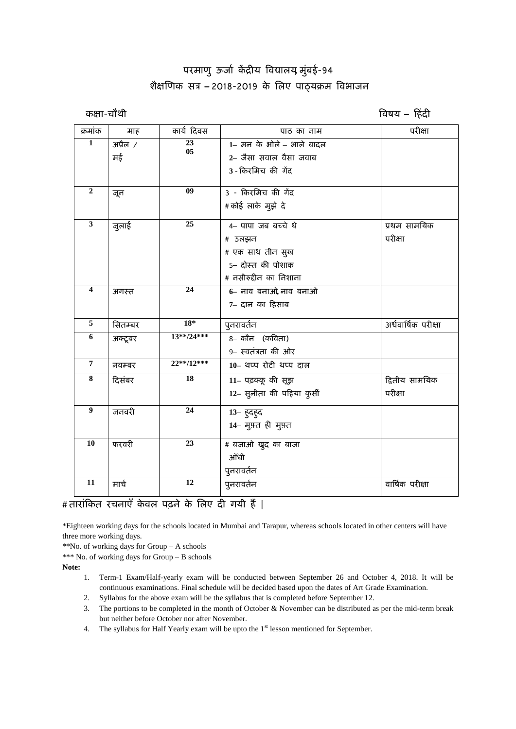# परमाणु ऊर्जा केंद्रीय विद्यालय, मुंबई-94
## शैक्षणिक सत्र – 2018-2019 के लिए पाठ्यक्रम विभाजन

कक्षा-चौथी　　　　　　　　　　　　　　　　　　　　　　　　विषय – हिंदी

| क्रमांक | माह | कार्य दिवस | पाठ का नाम | परीक्षा |
|---|---|---|---|---|
| 1 | अप्रैल / मई | 23<br>05 | 1– मन के भोले – भाले बादल<br>2– जैसा सवाल वैसा जवाब<br>3 - किरमिच की गेंद | |
| 2 | जून | 09 | 3 - किरमिच की गेंद<br># कोई लाके मुझे दे | |
| 3 | जुलाई | 25 | 4– पापा जब बच्चे थे<br># उलझन<br># एक साथ तीन सुख<br>5– दोस्त की पोशाक<br># नसीरुद्दीन का निशाना | प्रथम सामयिक परीक्षा |
| 4 | अगस्त | 24 | 6– नाव बनाओ, नाव बनाओ<br>7– दान का हिसाब | |
| 5 | सितम्बर | 18* | पुनरावर्तन | अर्धवार्षिक परीक्षा |
| 6 | अक्टूबर | 13**/24*** | 8– कौन (कविता)<br>9– स्वतंत्रता की ओर | |
| 7 | नवम्बर | 22**/12*** | 10– थप्प रोटी थप्प दाल | |
| 8 | दिसंबर | 18 | 11– पढ़क्कू की सूझ<br>12– सुनीता की पहिया कुर्सी | द्वितीय सामयिक परीक्षा |
| 9 | जनवरी | 24 | 13– हुदहुद<br>14– मुफ़्त ही मुफ़्त | |
| 10 | फरवरी | 23 | # बजाओ खुद का बाजा<br>आँधी<br>पुनरावर्तन | |
| 11 | मार्च | 12 | पुनरावर्तन | वार्षिक परीक्षा |

# तारांकित रचनाएँ केवल पढ़ने के लिए दी गयी हैं |

*Eighteen working days for the schools located in Mumbai and Tarapur, whereas schools located in other centers will have three more working days.

**No. of working days for Group – A schools

*** No. of working days for Group – B schools

**Note:**

1. Term-1 Exam/Half-yearly exam will be conducted between September 26 and October 4, 2018. It will be continuous examinations. Final schedule will be decided based upon the dates of Art Grade Examination.
2. Syllabus for the above exam will be the syllabus that is completed before September 12.
3. The portions to be completed in the month of October & November can be distributed as per the mid-term break but neither before October nor after November.
4. The syllabus for Half Yearly exam will be upto the 1st lesson mentioned for September.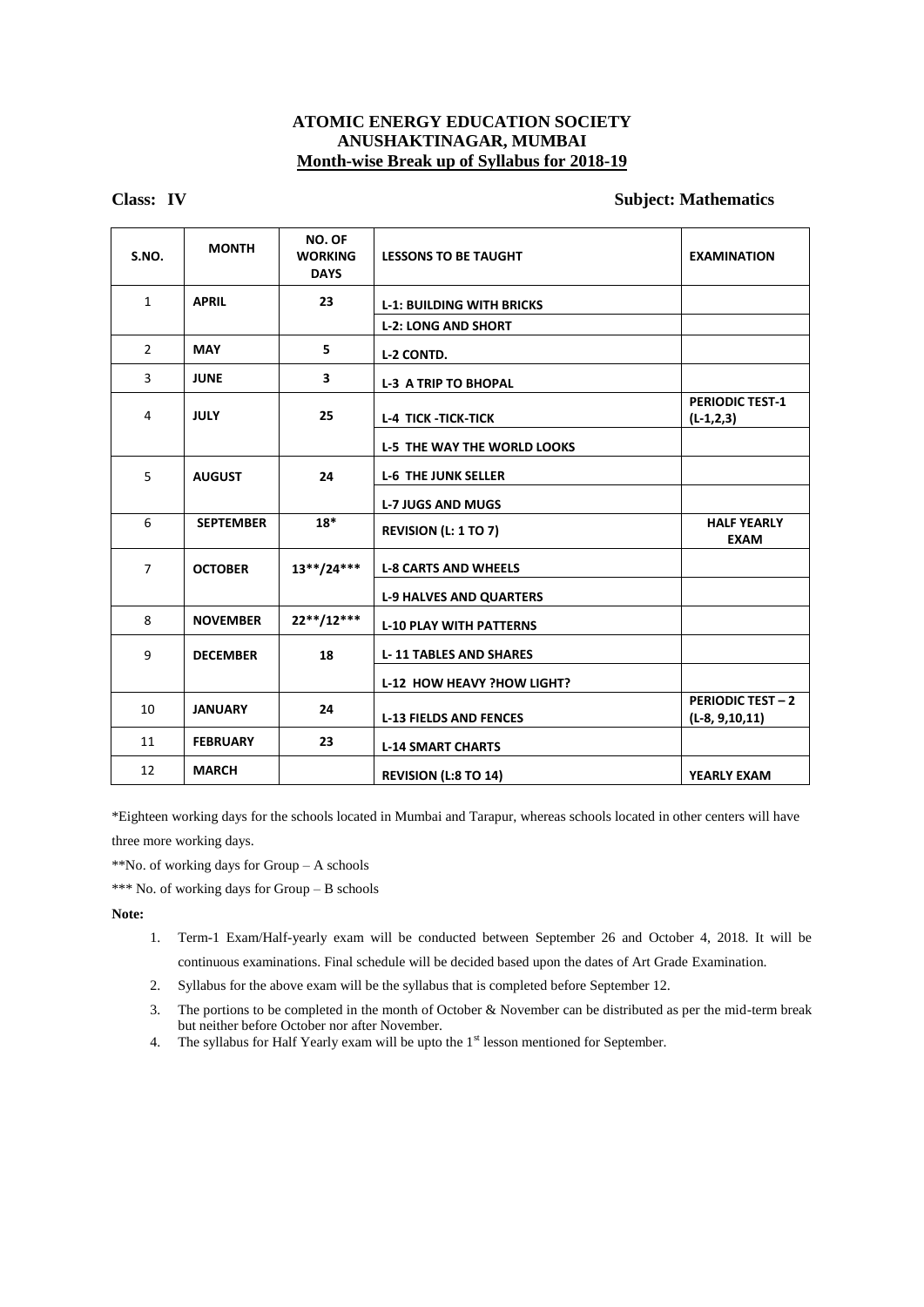# ATOMIC ENERGY EDUCATION SOCIETY
## ANUSHAKTINAGAR, MUMBAI
### Month-wise Break up of Syllabus for 2018-19

**Class: IV** **Subject: Mathematics**

| S.NO. | MONTH | NO. OF WORKING DAYS | LESSONS TO BE TAUGHT | EXAMINATION |
|---|---|---|---|---|
| 1 | APRIL | 23 | L-1: BUILDING WITH BRICKS | |
| | | | L-2: LONG AND SHORT | |
| 2 | MAY | 5 | L-2 CONTD. | |
| 3 | JUNE | 3 | L-3 A TRIP TO BHOPAL | |
| 4 | JULY | 25 | L-4 TICK -TICK-TICK | PERIODIC TEST-1 (L-1,2,3) |
| | | | L-5 THE WAY THE WORLD LOOKS | |
| 5 | AUGUST | 24 | L-6 THE JUNK SELLER | |
| | | | L-7 JUGS AND MUGS | |
| 6 | SEPTEMBER | 18* | REVISION (L: 1 TO 7) | HALF YEARLY EXAM |
| 7 | OCTOBER | 13**/24*** | L-8 CARTS AND WHEELS | |
| | | | L-9 HALVES AND QUARTERS | |
| 8 | NOVEMBER | 22**/12*** | L-10 PLAY WITH PATTERNS | |
| 9 | DECEMBER | 18 | L- 11 TABLES AND SHARES | |
| | | | L-12 HOW HEAVY ?HOW LIGHT? | |
| 10 | JANUARY | 24 | L-13 FIELDS AND FENCES | PERIODIC TEST – 2 (L-8, 9,10,11) |
| 11 | FEBRUARY | 23 | L-14 SMART CHARTS | |
| 12 | MARCH | | REVISION (L:8 TO 14) | YEARLY EXAM |

*Eighteen working days for the schools located in Mumbai and Tarapur, whereas schools located in other centers will have three more working days.

**No. of working days for Group – A schools

*** No. of working days for Group – B schools

**Note:**

1. Term-1 Exam/Half-yearly exam will be conducted between September 26 and October 4, 2018. It will be continuous examinations. Final schedule will be decided based upon the dates of Art Grade Examination.
2. Syllabus for the above exam will be the syllabus that is completed before September 12.
3. The portions to be completed in the month of October & November can be distributed as per the mid-term break but neither before October nor after November.
4. The syllabus for Half Yearly exam will be upto the 1st lesson mentioned for September.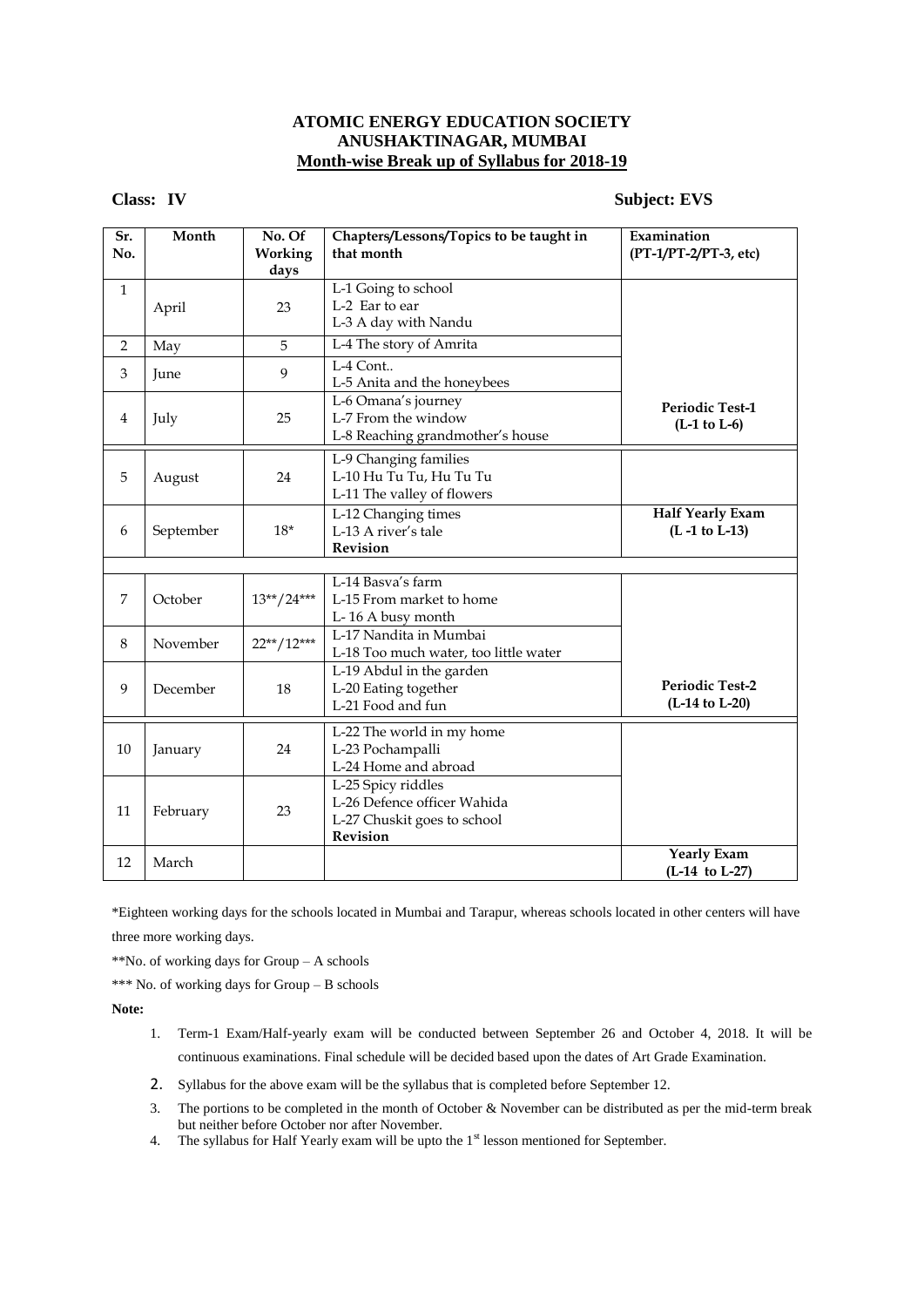**ATOMIC ENERGY EDUCATION SOCIETY**
**ANUSHAKTINAGAR, MUMBAI**
**<u>Month-wise Break up of Syllabus for 2018-19</u>**

**Class: IV** **Subject: EVS**

| Sr. No. | Month | No. Of Working days | Chapters/Lessons/Topics to be taught in that month | Examination (PT-1/PT-2/PT-3, etc) |
|---|---|---|---|---|
| 1 | April | 23 | L-1 Going to school<br>L-2 Ear to ear<br>L-3 A day with Nandu | |
| 2 | May | 5 | L-4 The story of Amrita | |
| 3 | June | 9 | L-4 Cont..<br>L-5 Anita and the honeybees | |
| 4 | July | 25 | L-6 Omana's journey<br>L-7 From the window<br>L-8 Reaching grandmother's house | **Periodic Test-1 (L-1 to L-6)** |
| 5 | August | 24 | L-9 Changing families<br>L-10 Hu Tu Tu, Hu Tu Tu<br>L-11 The valley of flowers | |
| 6 | September | 18* | L-12 Changing times<br>L-13 A river's tale<br>**Revision** | **Half Yearly Exam (L -1 to L-13)** |
| 7 | October | 13**/24*** | L-14 Basva's farm<br>L-15 From market to home<br>L- 16 A busy month | |
| 8 | November | 22**/12*** | L-17 Nandita in Mumbai<br>L-18 Too much water, too little water | |
| 9 | December | 18 | L-19 Abdul in the garden<br>L-20 Eating together<br>L-21 Food and fun | **Periodic Test-2 (L-14 to L-20)** |
| 10 | January | 24 | L-22 The world in my home<br>L-23 Pochampalli<br>L-24 Home and abroad | |
| 11 | February | 23 | L-25 Spicy riddles<br>L-26 Defence officer Wahida<br>L-27 Chuskit goes to school<br>**Revision** | |
| 12 | March | | | **Yearly Exam (L-14 to L-27)** |

*Eighteen working days for the schools located in Mumbai and Tarapur, whereas schools located in other centers will have three more working days.

**No. of working days for Group – A schools

*** No. of working days for Group – B schools

**Note:**

1. Term-1 Exam/Half-yearly exam will be conducted between September 26 and October 4, 2018. It will be continuous examinations. Final schedule will be decided based upon the dates of Art Grade Examination.
2. Syllabus for the above exam will be the syllabus that is completed before September 12.
3. The portions to be completed in the month of October & November can be distributed as per the mid-term break but neither before October nor after November.
4. The syllabus for Half Yearly exam will be upto the 1st lesson mentioned for September.